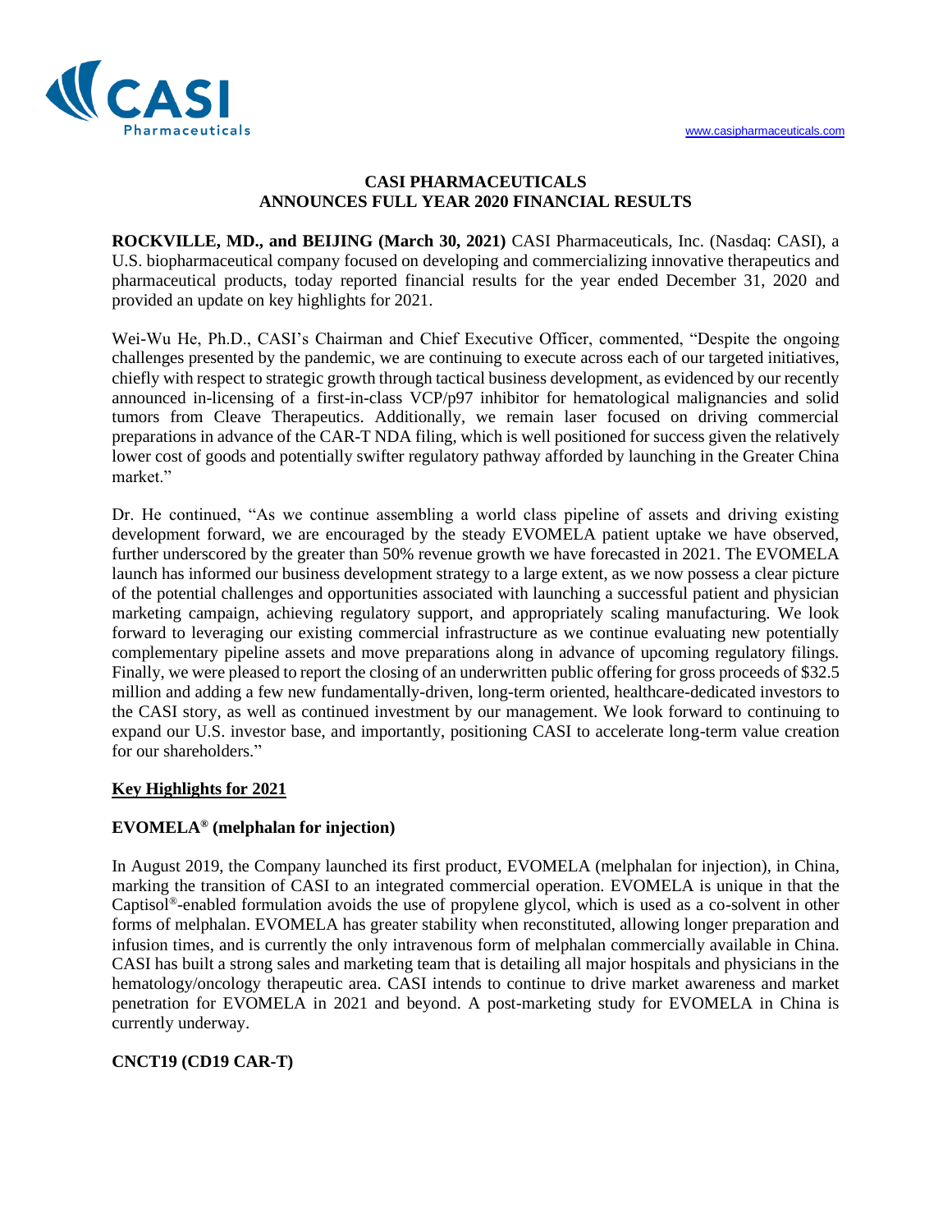# CASI PHARMACEUTICALS ANNOUNCES FULL YEAR 2020 FINANCIAL RESULTS

**ROCKVILLE, MD., and BEIJING (March 30, 2021)** CASI Pharmaceuticals, Inc. (Nasdaq: CASI), a U.S. biopharmaceutical company focused on developing and commercializing innovative therapeutics and pharmaceutical products, today reported financial results for the year ended December 31, 2020 and provided an update on key highlights for 2021.

Wei-Wu He, Ph.D., CASI's Chairman and Chief Executive Officer, commented, "Despite the ongoing challenges presented by the pandemic, we are continuing to execute across each of our targeted initiatives, chiefly with respect to strategic growth through tactical business development, as evidenced by our recently announced in-licensing of a first-in-class VCP/p97 inhibitor for hematological malignancies and solid tumors from Cleave Therapeutics. Additionally, we remain laser focused on driving commercial preparations in advance of the CAR-T NDA filing, which is well positioned for success given the relatively lower cost of goods and potentially swifter regulatory pathway afforded by launching in the Greater China market."

Dr. He continued, "As we continue assembling a world class pipeline of assets and driving existing development forward, we are encouraged by the steady EVOMELA patient uptake we have observed, further underscored by the greater than 50% revenue growth we have forecasted in 2021. The EVOMELA launch has informed our business development strategy to a large extent, as we now possess a clear picture of the potential challenges and opportunities associated with launching a successful patient and physician marketing campaign, achieving regulatory support, and appropriately scaling manufacturing. We look forward to leveraging our existing commercial infrastructure as we continue evaluating new potentially complementary pipeline assets and move preparations along in advance of upcoming regulatory filings. Finally, we were pleased to report the closing of an underwritten public offering for gross proceeds of $32.5 million and adding a few new fundamentally-driven, long-term oriented, healthcare-dedicated investors to the CASI story, as well as continued investment by our management. We look forward to continuing to expand our U.S. investor base, and importantly, positioning CASI to accelerate long-term value creation for our shareholders."

## Key Highlights for 2021

### EVOMELA® (melphalan for injection)

In August 2019, the Company launched its first product, EVOMELA (melphalan for injection), in China, marking the transition of CASI to an integrated commercial operation. EVOMELA is unique in that the Captisol®-enabled formulation avoids the use of propylene glycol, which is used as a co-solvent in other forms of melphalan. EVOMELA has greater stability when reconstituted, allowing longer preparation and infusion times, and is currently the only intravenous form of melphalan commercially available in China. CASI has built a strong sales and marketing team that is detailing all major hospitals and physicians in the hematology/oncology therapeutic area. CASI intends to continue to drive market awareness and market penetration for EVOMELA in 2021 and beyond. A post-marketing study for EVOMELA in China is currently underway.

### CNCT19 (CD19 CAR-T)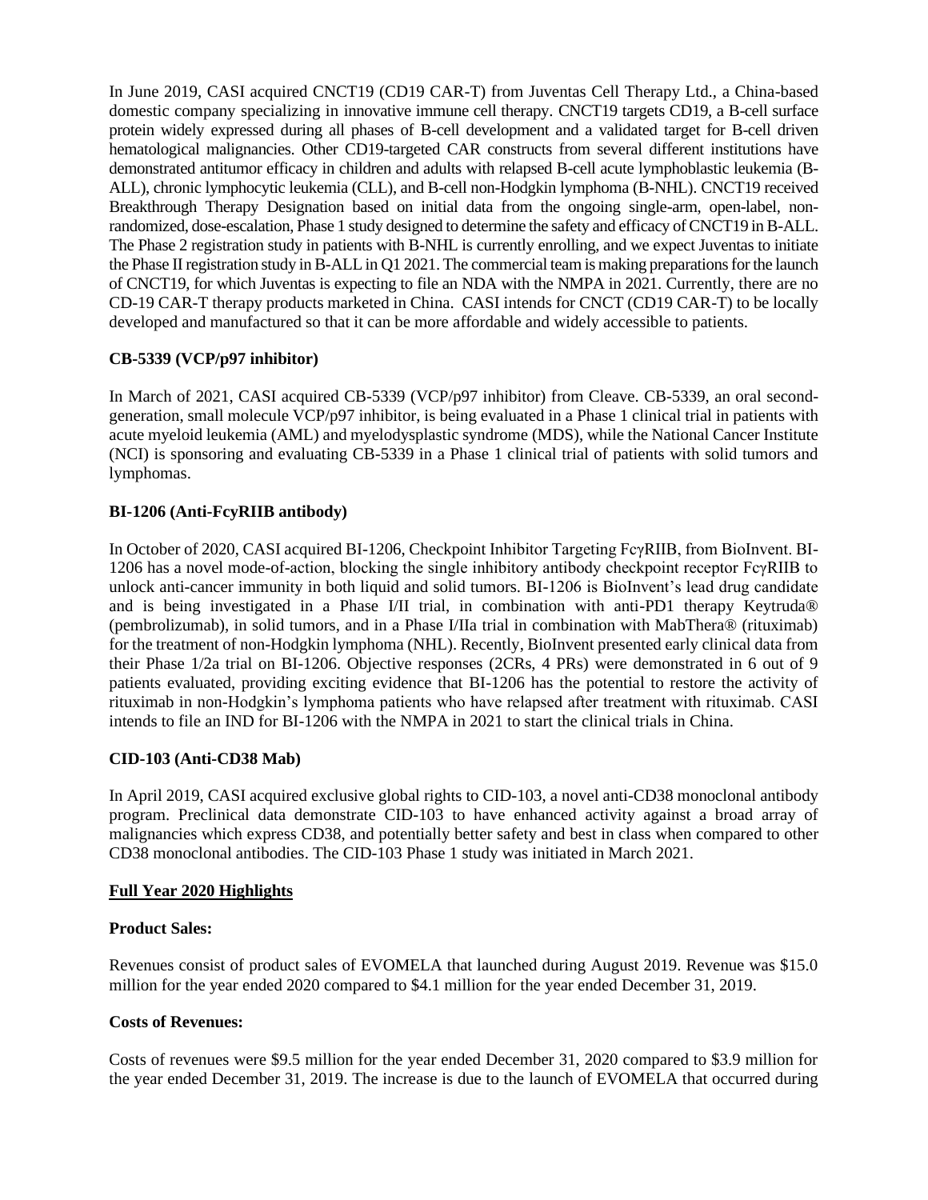In June 2019, CASI acquired CNCT19 (CD19 CAR-T) from Juventas Cell Therapy Ltd., a China-based domestic company specializing in innovative immune cell therapy. CNCT19 targets CD19, a B-cell surface protein widely expressed during all phases of B-cell development and a validated target for B-cell driven hematological malignancies. Other CD19-targeted CAR constructs from several different institutions have demonstrated antitumor efficacy in children and adults with relapsed B-cell acute lymphoblastic leukemia (B-ALL), chronic lymphocytic leukemia (CLL), and B-cell non-Hodgkin lymphoma (B-NHL). CNCT19 received Breakthrough Therapy Designation based on initial data from the ongoing single-arm, open-label, non-randomized, dose-escalation, Phase 1 study designed to determine the safety and efficacy of CNCT19 in B-ALL. The Phase 2 registration study in patients with B-NHL is currently enrolling, and we expect Juventas to initiate the Phase II registration study in B-ALL in Q1 2021. The commercial team is making preparations for the launch of CNCT19, for which Juventas is expecting to file an NDA with the NMPA in 2021. Currently, there are no CD-19 CAR-T therapy products marketed in China. CASI intends for CNCT (CD19 CAR-T) to be locally developed and manufactured so that it can be more affordable and widely accessible to patients.

**CB-5339 (VCP/p97 inhibitor)**

In March of 2021, CASI acquired CB-5339 (VCP/p97 inhibitor) from Cleave. CB-5339, an oral second-generation, small molecule VCP/p97 inhibitor, is being evaluated in a Phase 1 clinical trial in patients with acute myeloid leukemia (AML) and myelodysplastic syndrome (MDS), while the National Cancer Institute (NCI) is sponsoring and evaluating CB-5339 in a Phase 1 clinical trial of patients with solid tumors and lymphomas.

**BI-1206 (Anti-FcyRIIB antibody)**

In October of 2020, CASI acquired BI-1206, Checkpoint Inhibitor Targeting FcγRIIB, from BioInvent. BI-1206 has a novel mode-of-action, blocking the single inhibitory antibody checkpoint receptor FcγRIIB to unlock anti-cancer immunity in both liquid and solid tumors. BI-1206 is BioInvent's lead drug candidate and is being investigated in a Phase I/II trial, in combination with anti-PD1 therapy Keytruda® (pembrolizumab), in solid tumors, and in a Phase I/IIa trial in combination with MabThera® (rituximab) for the treatment of non-Hodgkin lymphoma (NHL). Recently, BioInvent presented early clinical data from their Phase 1/2a trial on BI-1206. Objective responses (2CRs, 4 PRs) were demonstrated in 6 out of 9 patients evaluated, providing exciting evidence that BI-1206 has the potential to restore the activity of rituximab in non-Hodgkin's lymphoma patients who have relapsed after treatment with rituximab. CASI intends to file an IND for BI-1206 with the NMPA in 2021 to start the clinical trials in China.

**CID-103 (Anti-CD38 Mab)**

In April 2019, CASI acquired exclusive global rights to CID-103, a novel anti-CD38 monoclonal antibody program. Preclinical data demonstrate CID-103 to have enhanced activity against a broad array of malignancies which express CD38, and potentially better safety and best in class when compared to other CD38 monoclonal antibodies. The CID-103 Phase 1 study was initiated in March 2021.

**Full Year 2020 Highlights**

**Product Sales:**

Revenues consist of product sales of EVOMELA that launched during August 2019. Revenue was $15.0 million for the year ended 2020 compared to $4.1 million for the year ended December 31, 2019.

**Costs of Revenues:**

Costs of revenues were $9.5 million for the year ended December 31, 2020 compared to $3.9 million for the year ended December 31, 2019. The increase is due to the launch of EVOMELA that occurred during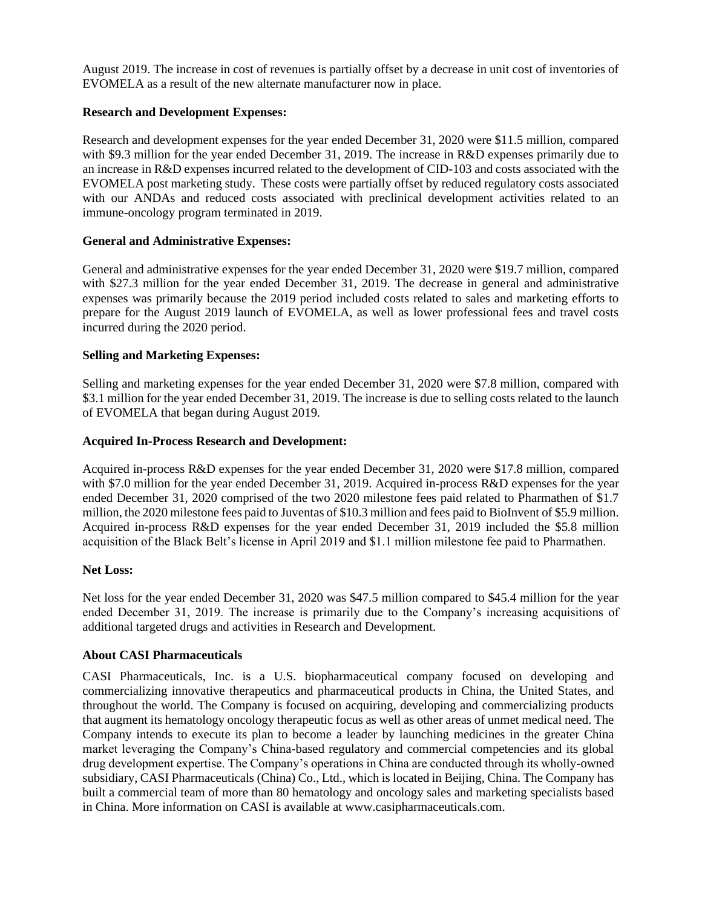August 2019. The increase in cost of revenues is partially offset by a decrease in unit cost of inventories of EVOMELA as a result of the new alternate manufacturer now in place.

**Research and Development Expenses:**

Research and development expenses for the year ended December 31, 2020 were $11.5 million, compared with $9.3 million for the year ended December 31, 2019. The increase in R&D expenses primarily due to an increase in R&D expenses incurred related to the development of CID-103 and costs associated with the EVOMELA post marketing study. These costs were partially offset by reduced regulatory costs associated with our ANDAs and reduced costs associated with preclinical development activities related to an immune-oncology program terminated in 2019.

**General and Administrative Expenses:**

General and administrative expenses for the year ended December 31, 2020 were $19.7 million, compared with $27.3 million for the year ended December 31, 2019. The decrease in general and administrative expenses was primarily because the 2019 period included costs related to sales and marketing efforts to prepare for the August 2019 launch of EVOMELA, as well as lower professional fees and travel costs incurred during the 2020 period.

**Selling and Marketing Expenses:**

Selling and marketing expenses for the year ended December 31, 2020 were $7.8 million, compared with $3.1 million for the year ended December 31, 2019. The increase is due to selling costs related to the launch of EVOMELA that began during August 2019.

**Acquired In-Process Research and Development:**

Acquired in-process R&D expenses for the year ended December 31, 2020 were $17.8 million, compared with $7.0 million for the year ended December 31, 2019. Acquired in-process R&D expenses for the year ended December 31, 2020 comprised of the two 2020 milestone fees paid related to Pharmathen of $1.7 million, the 2020 milestone fees paid to Juventas of $10.3 million and fees paid to BioInvent of $5.9 million. Acquired in-process R&D expenses for the year ended December 31, 2019 included the $5.8 million acquisition of the Black Belt's license in April 2019 and $1.1 million milestone fee paid to Pharmathen.

**Net Loss:**

Net loss for the year ended December 31, 2020 was $47.5 million compared to $45.4 million for the year ended December 31, 2019. The increase is primarily due to the Company's increasing acquisitions of additional targeted drugs and activities in Research and Development.

**About CASI Pharmaceuticals**

CASI Pharmaceuticals, Inc. is a U.S. biopharmaceutical company focused on developing and commercializing innovative therapeutics and pharmaceutical products in China, the United States, and throughout the world. The Company is focused on acquiring, developing and commercializing products that augment its hematology oncology therapeutic focus as well as other areas of unmet medical need. The Company intends to execute its plan to become a leader by launching medicines in the greater China market leveraging the Company's China-based regulatory and commercial competencies and its global drug development expertise. The Company's operations in China are conducted through its wholly-owned subsidiary, CASI Pharmaceuticals (China) Co., Ltd., which is located in Beijing, China. The Company has built a commercial team of more than 80 hematology and oncology sales and marketing specialists based in China. More information on CASI is available at www.casipharmaceuticals.com.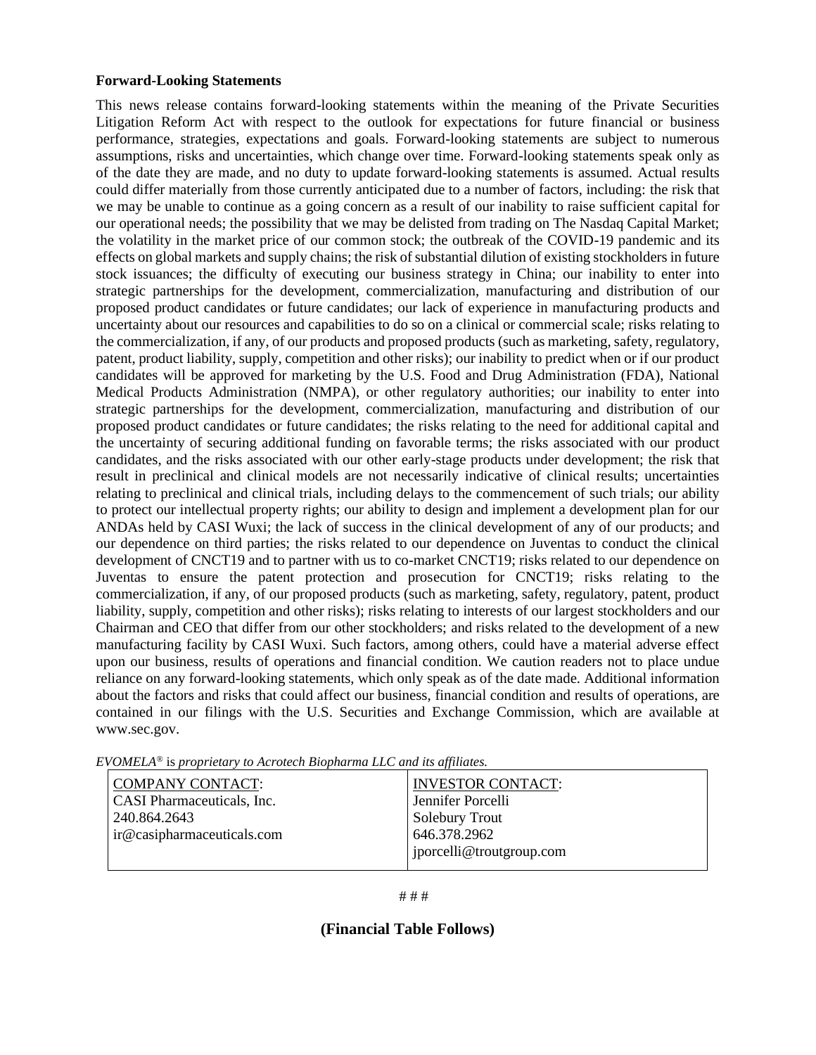**Forward-Looking Statements**

This news release contains forward-looking statements within the meaning of the Private Securities Litigation Reform Act with respect to the outlook for expectations for future financial or business performance, strategies, expectations and goals. Forward-looking statements are subject to numerous assumptions, risks and uncertainties, which change over time. Forward-looking statements speak only as of the date they are made, and no duty to update forward-looking statements is assumed. Actual results could differ materially from those currently anticipated due to a number of factors, including: the risk that we may be unable to continue as a going concern as a result of our inability to raise sufficient capital for our operational needs; the possibility that we may be delisted from trading on The Nasdaq Capital Market; the volatility in the market price of our common stock; the outbreak of the COVID-19 pandemic and its effects on global markets and supply chains; the risk of substantial dilution of existing stockholders in future stock issuances; the difficulty of executing our business strategy in China; our inability to enter into strategic partnerships for the development, commercialization, manufacturing and distribution of our proposed product candidates or future candidates; our lack of experience in manufacturing products and uncertainty about our resources and capabilities to do so on a clinical or commercial scale; risks relating to the commercialization, if any, of our products and proposed products (such as marketing, safety, regulatory, patent, product liability, supply, competition and other risks); our inability to predict when or if our product candidates will be approved for marketing by the U.S. Food and Drug Administration (FDA), National Medical Products Administration (NMPA), or other regulatory authorities; our inability to enter into strategic partnerships for the development, commercialization, manufacturing and distribution of our proposed product candidates or future candidates; the risks relating to the need for additional capital and the uncertainty of securing additional funding on favorable terms; the risks associated with our product candidates, and the risks associated with our other early-stage products under development; the risk that result in preclinical and clinical models are not necessarily indicative of clinical results; uncertainties relating to preclinical and clinical trials, including delays to the commencement of such trials; our ability to protect our intellectual property rights; our ability to design and implement a development plan for our ANDAs held by CASI Wuxi; the lack of success in the clinical development of any of our products; and our dependence on third parties; the risks related to our dependence on Juventas to conduct the clinical development of CNCT19 and to partner with us to co-market CNCT19; risks related to our dependence on Juventas to ensure the patent protection and prosecution for CNCT19; risks relating to the commercialization, if any, of our proposed products (such as marketing, safety, regulatory, patent, product liability, supply, competition and other risks); risks relating to interests of our largest stockholders and our Chairman and CEO that differ from our other stockholders; and risks related to the development of a new manufacturing facility by CASI Wuxi. Such factors, among others, could have a material adverse effect upon our business, results of operations and financial condition. We caution readers not to place undue reliance on any forward-looking statements, which only speak as of the date made. Additional information about the factors and risks that could affect our business, financial condition and results of operations, are contained in our filings with the U.S. Securities and Exchange Commission, which are available at www.sec.gov.

*EVOMELA® is proprietary to Acrotech Biopharma LLC and its affiliates.*

| COMPANY CONTACT: | INVESTOR CONTACT: |
|---|---|
| CASI Pharmaceuticals, Inc.<br>240.864.2643<br>ir@casipharmaceuticals.com | Jennifer Porcelli<br>Solebury Trout<br>646.378.2962<br>jporcelli@troutgroup.com |

# # #

**(Financial Table Follows)**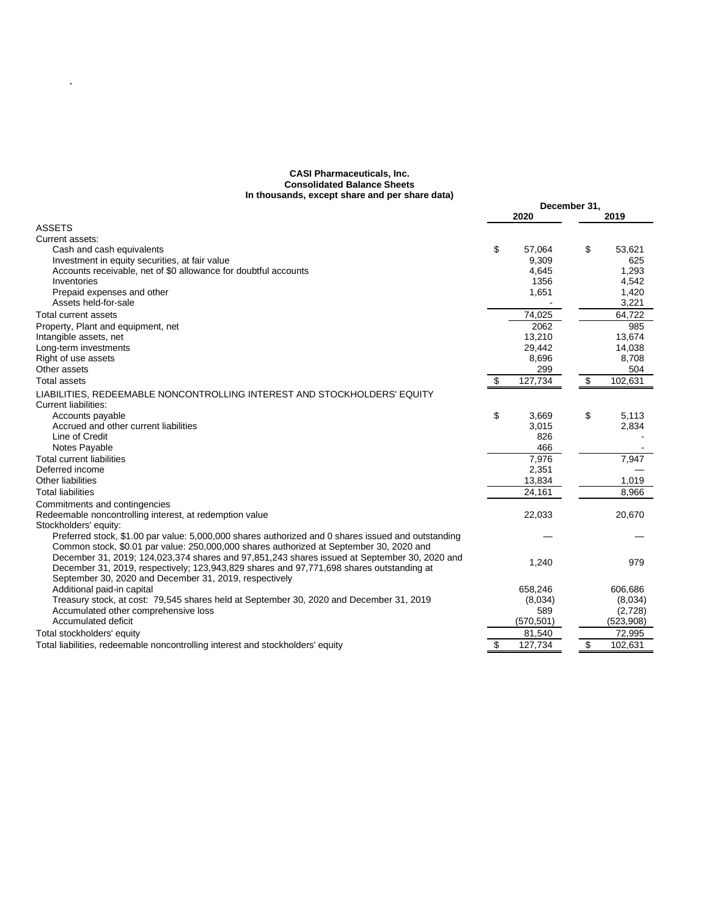**CASI Pharmaceuticals, Inc.**
**Consolidated Balance Sheets**
**In thousands, except share and per share data)**

| | December 31, | |
|---|---|---|
| | **2020** | **2019** |
| ASSETS | | |
| Current assets: | | |
| Cash and cash equivalents | $ 57,064 | $ 53,621 |
| Investment in equity securities, at fair value | 9,309 | 625 |
| Accounts receivable, net of $0 allowance for doubtful accounts | 4,645 | 1,293 |
| Inventories | 1356 | 4,542 |
| Prepaid expenses and other | 1,651 | 1,420 |
| Assets held-for-sale | - | 3,221 |
| Total current assets | 74,025 | 64,722 |
| Property, Plant and equipment, net | 2062 | 985 |
| Intangible assets, net | 13,210 | 13,674 |
| Long-term investments | 29,442 | 14,038 |
| Right of use assets | 8,696 | 8,708 |
| Other assets | 299 | 504 |
| Total assets | $ 127,734 | $ 102,631 |
| LIABILITIES, REDEEMABLE NONCONTROLLING INTEREST AND STOCKHOLDERS' EQUITY | | |
| Current liabilities: | | |
| Accounts payable | $ 3,669 | $ 5,113 |
| Accrued and other current liabilities | 3,015 | 2,834 |
| Line of Credit | 826 | - |
| Notes Payable | 466 | - |
| Total current liabilities | 7,976 | 7,947 |
| Deferred income | 2,351 | — |
| Other liabilities | 13,834 | 1,019 |
| Total liabilities | 24,161 | 8,966 |
| Commitments and contingencies | | |
| Redeemable noncontrolling interest, at redemption value | 22,033 | 20,670 |
| Stockholders' equity: | | |
| Preferred stock, $1.00 par value: 5,000,000 shares authorized and 0 shares issued and outstanding | — | — |
| Common stock, $0.01 par value: 250,000,000 shares authorized at September 30, 2020 and December 31, 2019; 124,023,374 shares and 97,851,243 shares issued at September 30, 2020 and December 31, 2019, respectively; 123,943,829 shares and 97,771,698 shares outstanding at September 30, 2020 and December 31, 2019, respectively | 1,240 | 979 |
| Additional paid-in capital | 658,246 | 606,686 |
| Treasury stock, at cost: 79,545 shares held at September 30, 2020 and December 31, 2019 | (8,034) | (8,034) |
| Accumulated other comprehensive loss | 589 | (2,728) |
| Accumulated deficit | (570,501) | (523,908) |
| Total stockholders' equity | 81,540 | 72,995 |
| Total liabilities, redeemable noncontrolling interest and stockholders' equity | $ 127,734 | $ 102,631 |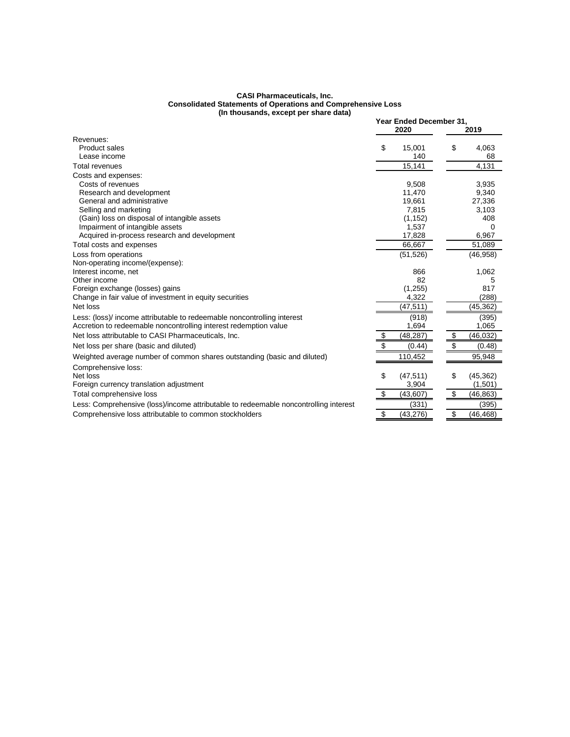**CASI Pharmaceuticals, Inc.**
**Consolidated Statements of Operations and Comprehensive Loss**
**(In thousands, except per share data)**

| | Year Ended December 31, 2020 | 2019 |
|---|---|---|
| Revenues: | | |
| Product sales | $ 15,001 | $ 4,063 |
| Lease income | 140 | 68 |
| Total revenues | 15,141 | 4,131 |
| Costs and expenses: | | |
| Costs of revenues | 9,508 | 3,935 |
| Research and development | 11,470 | 9,340 |
| General and administrative | 19,661 | 27,336 |
| Selling and marketing | 7,815 | 3,103 |
| (Gain) loss on disposal of intangible assets | (1,152) | 408 |
| Impairment of intangible assets | 1,537 | 0 |
| Acquired in-process research and development | 17,828 | 6,967 |
| Total costs and expenses | 66,667 | 51,089 |
| Loss from operations | (51,526) | (46,958) |
| Non-operating income/(expense): | | |
| Interest income, net | 866 | 1,062 |
| Other income | 82 | 5 |
| Foreign exchange (losses) gains | (1,255) | 817 |
| Change in fair value of investment in equity securities | 4,322 | (288) |
| Net loss | (47,511) | (45,362) |
| Less: (loss)/ income attributable to redeemable noncontrolling interest | (918) | (395) |
| Accretion to redeemable noncontrolling interest redemption value | 1,694 | 1,065 |
| Net loss attributable to CASI Pharmaceuticals, Inc. | $ (48,287) | $ (46,032) |
| Net loss per share (basic and diluted) | $ (0.44) | $ (0.48) |
| Weighted average number of common shares outstanding (basic and diluted) | 110,452 | 95,948 |
| Comprehensive loss: | | |
| Net loss | $ (47,511) | $ (45,362) |
| Foreign currency translation adjustment | 3,904 | (1,501) |
| Total comprehensive loss | $ (43,607) | $ (46,863) |
| Less: Comprehensive (loss)/income attributable to redeemable noncontrolling interest | (331) | (395) |
| Comprehensive loss attributable to common stockholders | $ (43,276) | $ (46,468) |